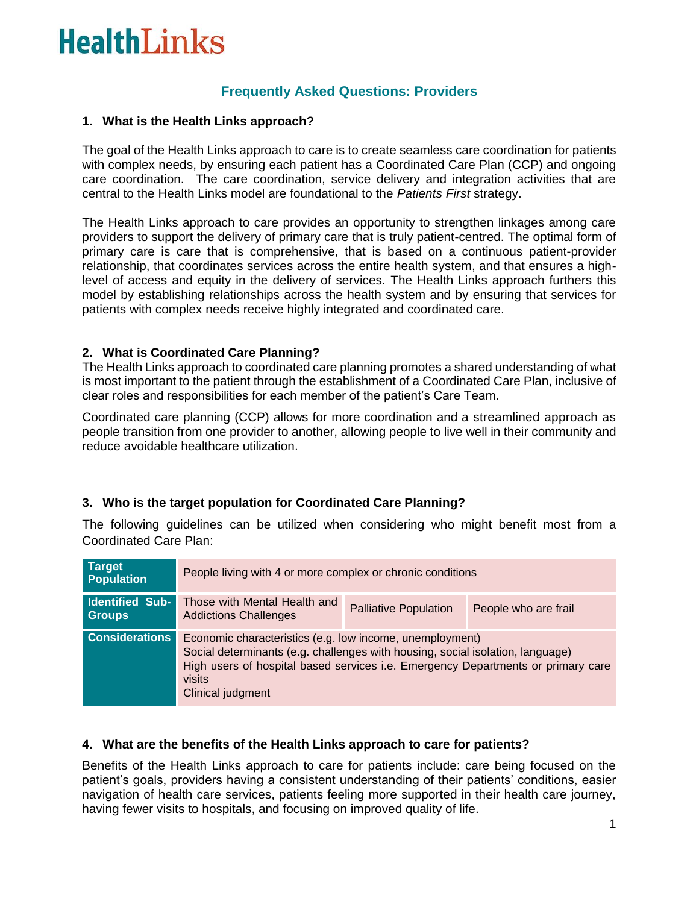# HealthLinks

## Frequently Asked Questions: Providers

### 1. What is the Health Links approach?

The goal of the Health Links approach to care is to create seamless care coordination for patients with complex needs, by ensuring each patient has a Coordinated Care Plan (CCP) and ongoing care coordination. The care coordination, service delivery and integration activities that are central to the Health Links model are foundational to the *Patients First* strategy.

The Health Links approach to care provides an opportunity to strengthen linkages among care providers to support the delivery of primary care that is truly patient-centred. The optimal form of primary care is care that is comprehensive, that is based on a continuous patient-provider relationship, that coordinates services across the entire health system, and that ensures a high-level of access and equity in the delivery of services. The Health Links approach furthers this model by establishing relationships across the health system and by ensuring that services for patients with complex needs receive highly integrated and coordinated care.

### 2. What is Coordinated Care Planning?

The Health Links approach to coordinated care planning promotes a shared understanding of what is most important to the patient through the establishment of a Coordinated Care Plan, inclusive of clear roles and responsibilities for each member of the patient's Care Team.

Coordinated care planning (CCP) allows for more coordination and a streamlined approach as people transition from one provider to another, allowing people to live well in their community and reduce avoidable healthcare utilization.

### 3. Who is the target population for Coordinated Care Planning?

The following guidelines can be utilized when considering who might benefit most from a Coordinated Care Plan:

| | | | |
|---|---|---|---|
| **Target Population** | People living with 4 or more complex or chronic conditions | | |
| **Identified Sub-Groups** | Those with Mental Health and Addictions Challenges | Palliative Population | People who are frail |
| **Considerations** | Economic characteristics (e.g. low income, unemployment)<br>Social determinants (e.g. challenges with housing, social isolation, language)<br>High users of hospital based services i.e. Emergency Departments or primary care visits<br>Clinical judgment | | |

### 4. What are the benefits of the Health Links approach to care for patients?

Benefits of the Health Links approach to care for patients include: care being focused on the patient's goals, providers having a consistent understanding of their patients' conditions, easier navigation of health care services, patients feeling more supported in their health care journey, having fewer visits to hospitals, and focusing on improved quality of life.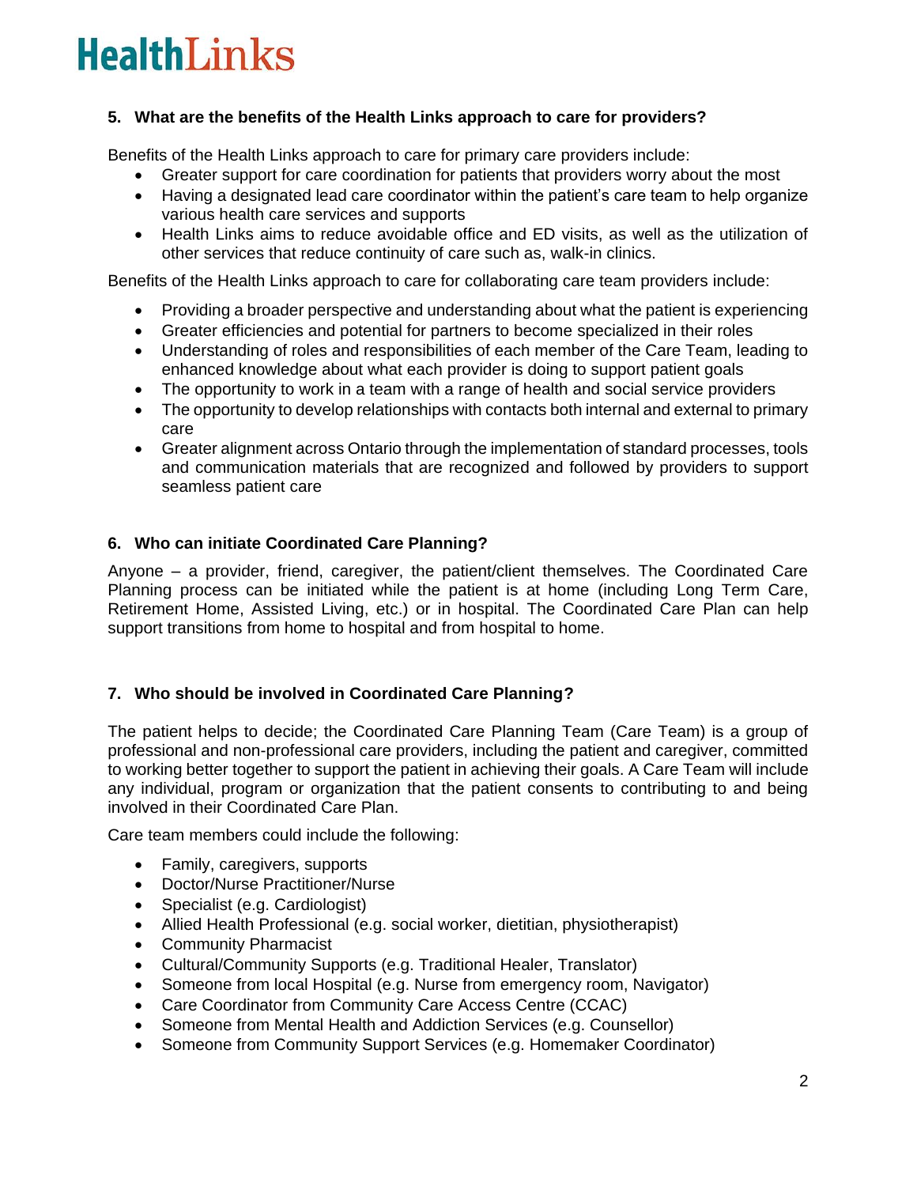### 5. What are the benefits of the Health Links approach to care for providers?

Benefits of the Health Links approach to care for primary care providers include:

- Greater support for care coordination for patients that providers worry about the most
- Having a designated lead care coordinator within the patient's care team to help organize various health care services and supports
- Health Links aims to reduce avoidable office and ED visits, as well as the utilization of other services that reduce continuity of care such as, walk-in clinics.

Benefits of the Health Links approach to care for collaborating care team providers include:

- Providing a broader perspective and understanding about what the patient is experiencing
- Greater efficiencies and potential for partners to become specialized in their roles
- Understanding of roles and responsibilities of each member of the Care Team, leading to enhanced knowledge about what each provider is doing to support patient goals
- The opportunity to work in a team with a range of health and social service providers
- The opportunity to develop relationships with contacts both internal and external to primary care
- Greater alignment across Ontario through the implementation of standard processes, tools and communication materials that are recognized and followed by providers to support seamless patient care

### 6. Who can initiate Coordinated Care Planning?

Anyone – a provider, friend, caregiver, the patient/client themselves. The Coordinated Care Planning process can be initiated while the patient is at home (including Long Term Care, Retirement Home, Assisted Living, etc.) or in hospital. The Coordinated Care Plan can help support transitions from home to hospital and from hospital to home.

### 7. Who should be involved in Coordinated Care Planning?

The patient helps to decide; the Coordinated Care Planning Team (Care Team) is a group of professional and non-professional care providers, including the patient and caregiver, committed to working better together to support the patient in achieving their goals. A Care Team will include any individual, program or organization that the patient consents to contributing to and being involved in their Coordinated Care Plan.

Care team members could include the following:

- Family, caregivers, supports
- Doctor/Nurse Practitioner/Nurse
- Specialist (e.g. Cardiologist)
- Allied Health Professional (e.g. social worker, dietitian, physiotherapist)
- Community Pharmacist
- Cultural/Community Supports (e.g. Traditional Healer, Translator)
- Someone from local Hospital (e.g. Nurse from emergency room, Navigator)
- Care Coordinator from Community Care Access Centre (CCAC)
- Someone from Mental Health and Addiction Services (e.g. Counsellor)
- Someone from Community Support Services (e.g. Homemaker Coordinator)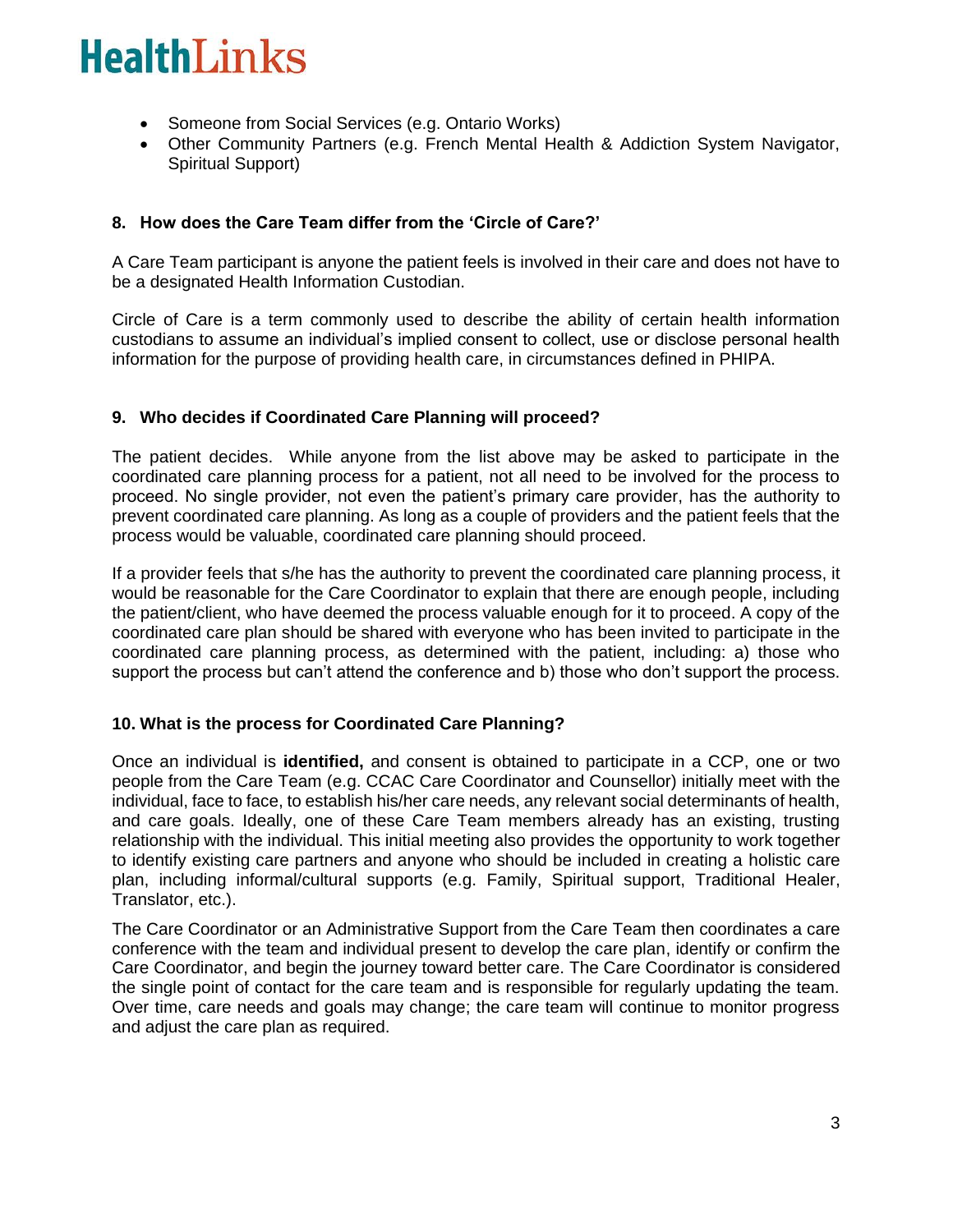- Someone from Social Services (e.g. Ontario Works)
- Other Community Partners (e.g. French Mental Health & Addiction System Navigator, Spiritual Support)

### 8. How does the Care Team differ from the 'Circle of Care?'

A Care Team participant is anyone the patient feels is involved in their care and does not have to be a designated Health Information Custodian.

Circle of Care is a term commonly used to describe the ability of certain health information custodians to assume an individual's implied consent to collect, use or disclose personal health information for the purpose of providing health care, in circumstances defined in PHIPA.

### 9. Who decides if Coordinated Care Planning will proceed?

The patient decides. While anyone from the list above may be asked to participate in the coordinated care planning process for a patient, not all need to be involved for the process to proceed. No single provider, not even the patient's primary care provider, has the authority to prevent coordinated care planning. As long as a couple of providers and the patient feels that the process would be valuable, coordinated care planning should proceed.

If a provider feels that s/he has the authority to prevent the coordinated care planning process, it would be reasonable for the Care Coordinator to explain that there are enough people, including the patient/client, who have deemed the process valuable enough for it to proceed. A copy of the coordinated care plan should be shared with everyone who has been invited to participate in the coordinated care planning process, as determined with the patient, including: a) those who support the process but can't attend the conference and b) those who don't support the process.

### 10. What is the process for Coordinated Care Planning?

Once an individual is **identified,** and consent is obtained to participate in a CCP, one or two people from the Care Team (e.g. CCAC Care Coordinator and Counsellor) initially meet with the individual, face to face, to establish his/her care needs, any relevant social determinants of health, and care goals. Ideally, one of these Care Team members already has an existing, trusting relationship with the individual. This initial meeting also provides the opportunity to work together to identify existing care partners and anyone who should be included in creating a holistic care plan, including informal/cultural supports (e.g. Family, Spiritual support, Traditional Healer, Translator, etc.).

The Care Coordinator or an Administrative Support from the Care Team then coordinates a care conference with the team and individual present to develop the care plan, identify or confirm the Care Coordinator, and begin the journey toward better care. The Care Coordinator is considered the single point of contact for the care team and is responsible for regularly updating the team. Over time, care needs and goals may change; the care team will continue to monitor progress and adjust the care plan as required.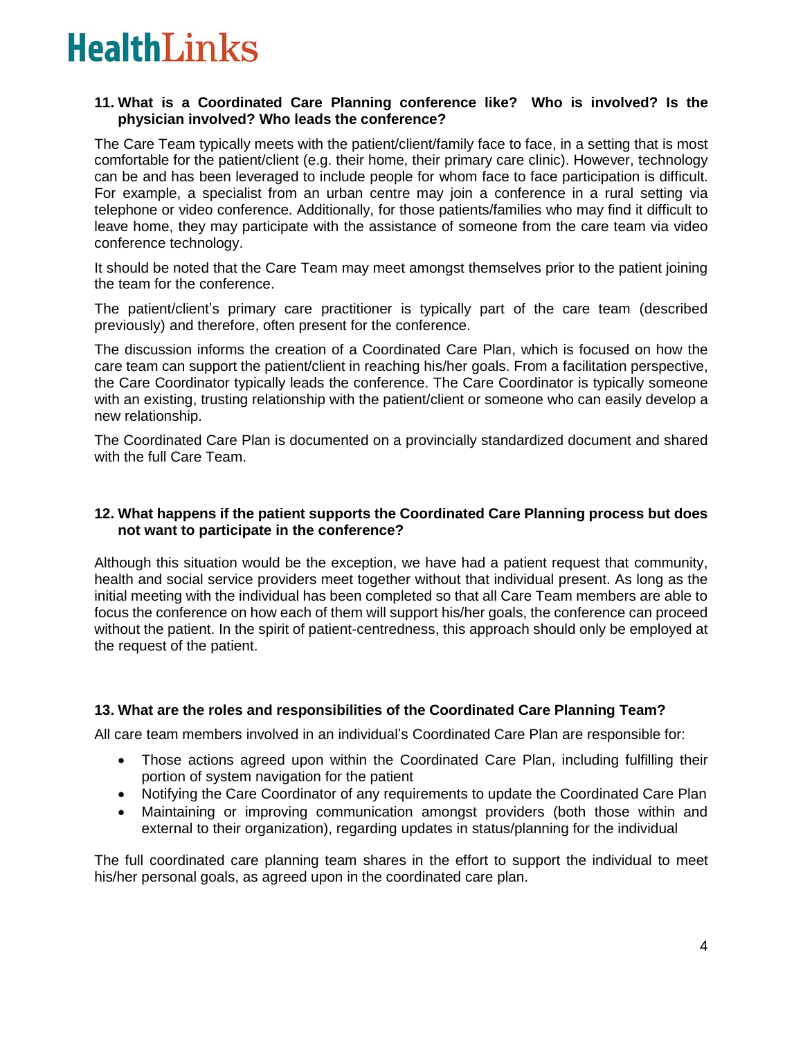**11. What is a Coordinated Care Planning conference like? Who is involved? Is the physician involved? Who leads the conference?**

The Care Team typically meets with the patient/client/family face to face, in a setting that is most comfortable for the patient/client (e.g. their home, their primary care clinic). However, technology can be and has been leveraged to include people for whom face to face participation is difficult. For example, a specialist from an urban centre may join a conference in a rural setting via telephone or video conference. Additionally, for those patients/families who may find it difficult to leave home, they may participate with the assistance of someone from the care team via video conference technology.

It should be noted that the Care Team may meet amongst themselves prior to the patient joining the team for the conference.

The patient/client's primary care practitioner is typically part of the care team (described previously) and therefore, often present for the conference.

The discussion informs the creation of a Coordinated Care Plan, which is focused on how the care team can support the patient/client in reaching his/her goals. From a facilitation perspective, the Care Coordinator typically leads the conference. The Care Coordinator is typically someone with an existing, trusting relationship with the patient/client or someone who can easily develop a new relationship.

The Coordinated Care Plan is documented on a provincially standardized document and shared with the full Care Team.

**12. What happens if the patient supports the Coordinated Care Planning process but does not want to participate in the conference?**

Although this situation would be the exception, we have had a patient request that community, health and social service providers meet together without that individual present. As long as the initial meeting with the individual has been completed so that all Care Team members are able to focus the conference on how each of them will support his/her goals, the conference can proceed without the patient. In the spirit of patient-centredness, this approach should only be employed at the request of the patient.

**13. What are the roles and responsibilities of the Coordinated Care Planning Team?**

All care team members involved in an individual's Coordinated Care Plan are responsible for:

- Those actions agreed upon within the Coordinated Care Plan, including fulfilling their portion of system navigation for the patient
- Notifying the Care Coordinator of any requirements to update the Coordinated Care Plan
- Maintaining or improving communication amongst providers (both those within and external to their organization), regarding updates in status/planning for the individual

The full coordinated care planning team shares in the effort to support the individual to meet his/her personal goals, as agreed upon in the coordinated care plan.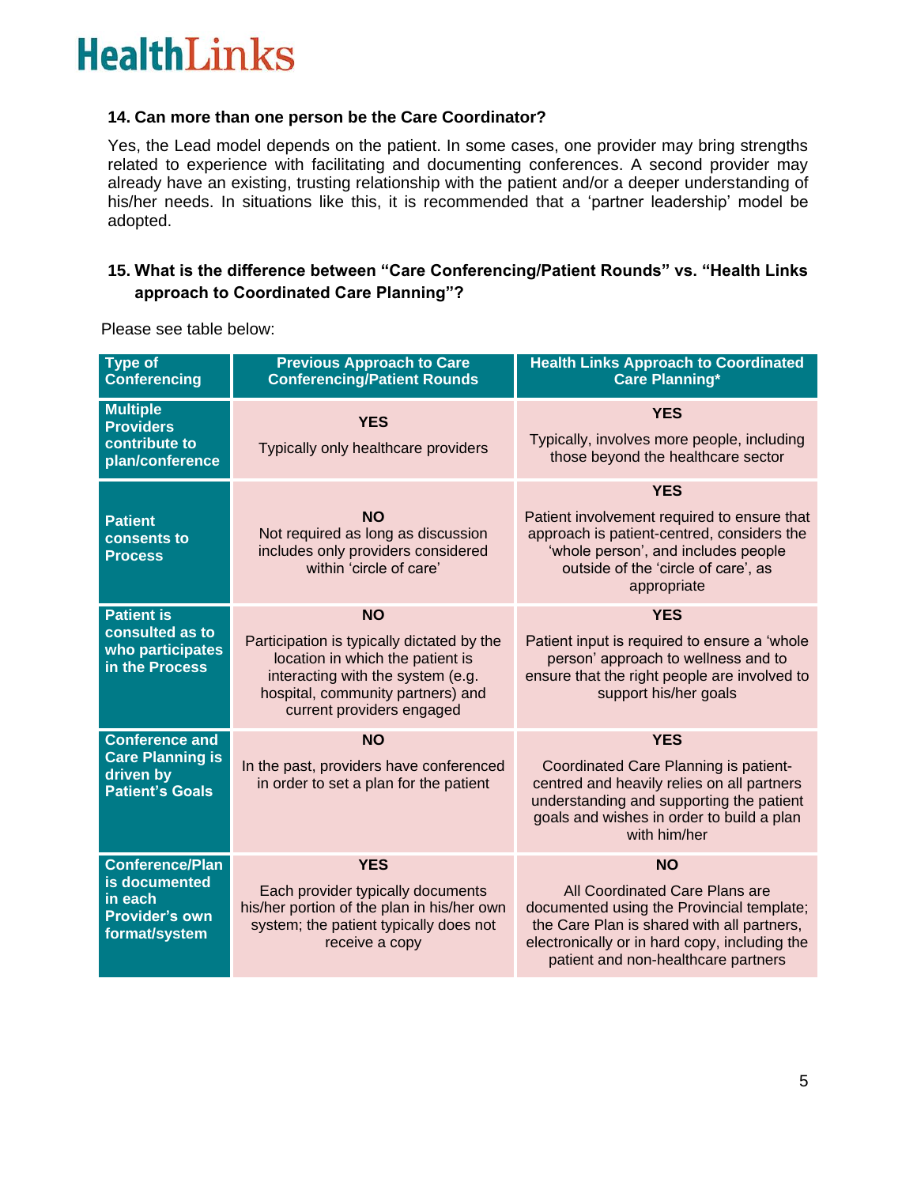**14. Can more than one person be the Care Coordinator?**

Yes, the Lead model depends on the patient. In some cases, one provider may bring strengths related to experience with facilitating and documenting conferences. A second provider may already have an existing, trusting relationship with the patient and/or a deeper understanding of his/her needs. In situations like this, it is recommended that a 'partner leadership' model be adopted.

**15. What is the difference between "Care Conferencing/Patient Rounds" vs. "Health Links approach to Coordinated Care Planning"?**

Please see table below:

| Type of Conferencing | Previous Approach to Care Conferencing/Patient Rounds | Health Links Approach to Coordinated Care Planning* |
|---|---|---|
| **Multiple Providers contribute to plan/conference** | **YES**<br>Typically only healthcare providers | **YES**<br>Typically, involves more people, including those beyond the healthcare sector |
| **Patient consents to Process** | **NO**<br>Not required as long as discussion includes only providers considered within 'circle of care' | **YES**<br>Patient involvement required to ensure that approach is patient-centred, considers the 'whole person', and includes people outside of the 'circle of care', as appropriate |
| **Patient is consulted as to who participates in the Process** | **NO**<br>Participation is typically dictated by the location in which the patient is interacting with the system (e.g. hospital, community partners) and current providers engaged | **YES**<br>Patient input is required to ensure a 'whole person' approach to wellness and to ensure that the right people are involved to support his/her goals |
| **Conference and Care Planning is driven by Patient's Goals** | **NO**<br>In the past, providers have conferenced in order to set a plan for the patient | **YES**<br>Coordinated Care Planning is patient-centred and heavily relies on all partners understanding and supporting the patient goals and wishes in order to build a plan with him/her |
| **Conference/Plan is documented in each Provider's own format/system** | **YES**<br>Each provider typically documents his/her portion of the plan in his/her own system; the patient typically does not receive a copy | **NO**<br>All Coordinated Care Plans are documented using the Provincial template; the Care Plan is shared with all partners, electronically or in hard copy, including the patient and non-healthcare partners |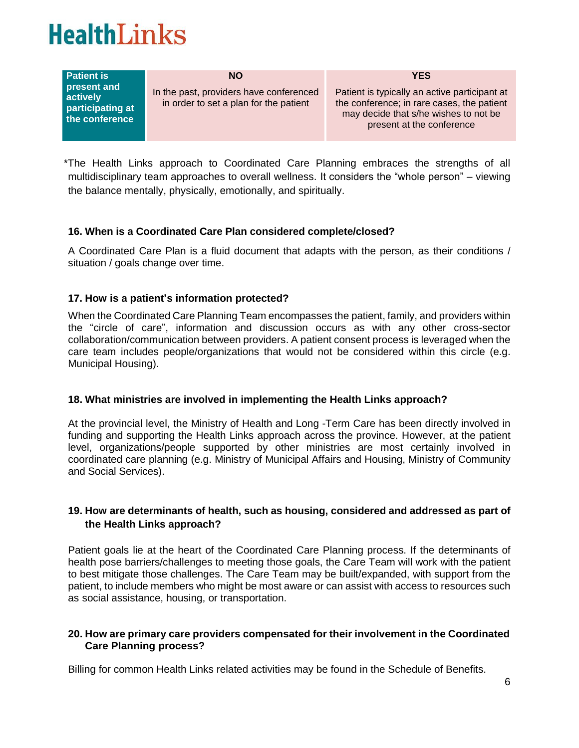| Patient is present and actively participating at the conference | NO<br>In the past, providers have conferenced in order to set a plan for the patient | YES<br>Patient is typically an active participant at the conference; in rare cases, the patient may decide that s/he wishes to not be present at the conference |
|---|---|---|

*The Health Links approach to Coordinated Care Planning embraces the strengths of all multidisciplinary team approaches to overall wellness. It considers the “whole person” – viewing the balance mentally, physically, emotionally, and spiritually.

### 16. When is a Coordinated Care Plan considered complete/closed?

A Coordinated Care Plan is a fluid document that adapts with the person, as their conditions / situation / goals change over time.

### 17. How is a patient’s information protected?

When the Coordinated Care Planning Team encompasses the patient, family, and providers within the “circle of care”, information and discussion occurs as with any other cross-sector collaboration/communication between providers. A patient consent process is leveraged when the care team includes people/organizations that would not be considered within this circle (e.g. Municipal Housing).

### 18. What ministries are involved in implementing the Health Links approach?

At the provincial level, the Ministry of Health and Long -Term Care has been directly involved in funding and supporting the Health Links approach across the province. However, at the patient level, organizations/people supported by other ministries are most certainly involved in coordinated care planning (e.g. Ministry of Municipal Affairs and Housing, Ministry of Community and Social Services).

### 19. How are determinants of health, such as housing, considered and addressed as part of the Health Links approach?

Patient goals lie at the heart of the Coordinated Care Planning process. If the determinants of health pose barriers/challenges to meeting those goals, the Care Team will work with the patient to best mitigate those challenges. The Care Team may be built/expanded, with support from the patient, to include members who might be most aware or can assist with access to resources such as social assistance, housing, or transportation.

### 20. How are primary care providers compensated for their involvement in the Coordinated Care Planning process?

Billing for common Health Links related activities may be found in the Schedule of Benefits.